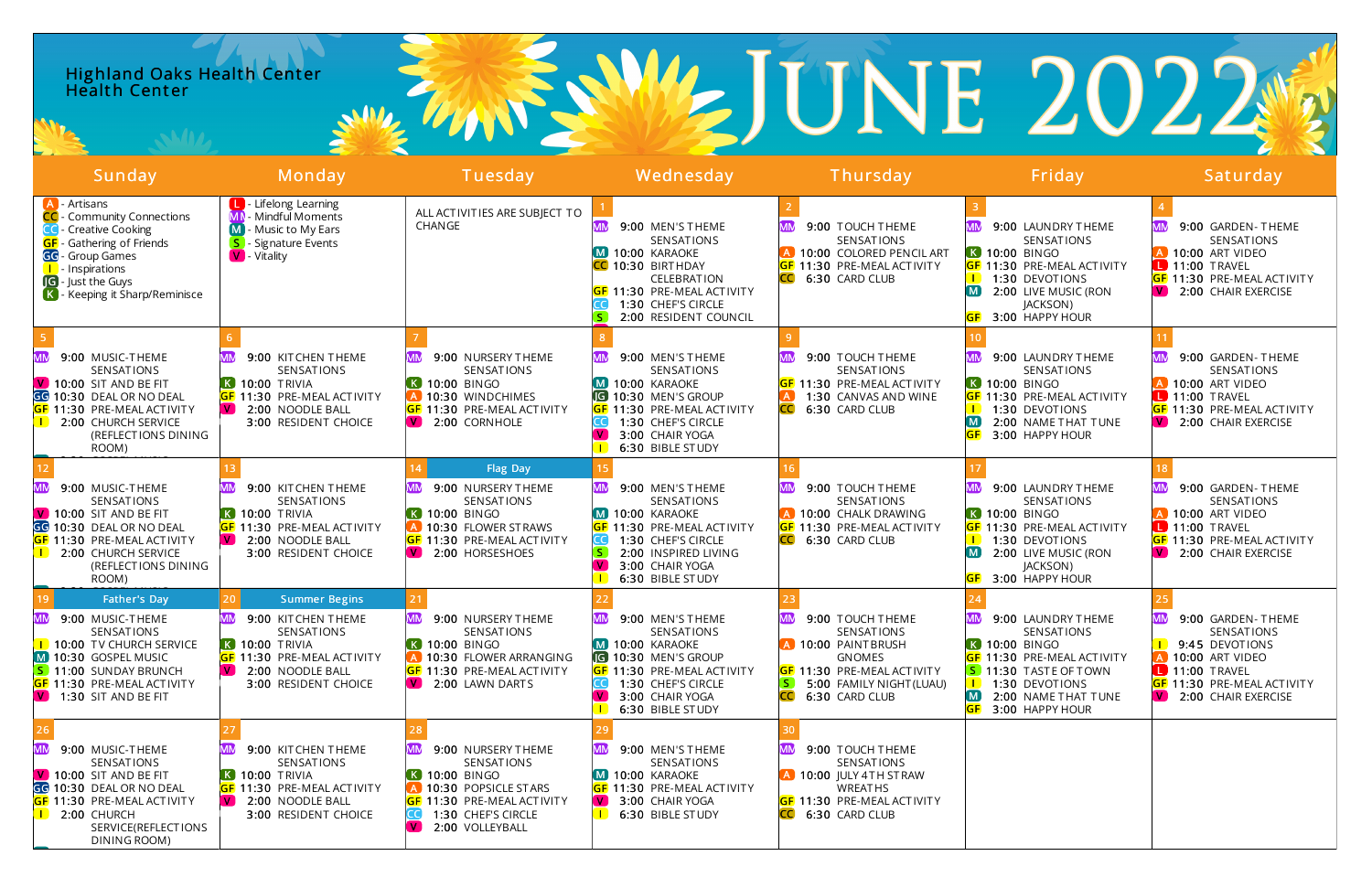# Highland Oaks Health Center Health Center

# JUNE 2022

| Sunday | Monday | Tuesday | Wednesday | Thursday | Friday | Saturday |
|---|---|---|---|---|---|---|
| A - Artisans<br>CC - Community Connections<br>CC - Creative Cooking<br>GF - Gathering of Friends<br>GG - Group Games<br>I - Inspirations<br>JG - Just the Guys<br>K - Keeping it Sharp/Reminisce | L - Lifelong Learning<br>MM - Mindful Moments<br>M - Music to My Ears<br>S - Signature Events<br>V - Vitality | ALL ACTIVITIES ARE SUBJECT TO CHANGE | **1**<br>MM 9:00 MEN'S THEME SENSATIONS<br>M 10:00 KARAOKE<br>CC 10:30 BIRTHDAY CELEBRATION<br>GF 11:30 PRE-MEAL ACTIVITY<br>CC 1:30 CHEF'S CIRCLE<br>S 2:00 RESIDENT COUNCIL | **2**<br>MM 9:00 TOUCH THEME SENSATIONS<br>A 10:00 COLORED PENCIL ART<br>GF 11:30 PRE-MEAL ACTIVITY<br>CC 6:30 CARD CLUB | **3**<br>MM 9:00 LAUNDRY THEME SENSATIONS<br>K 10:00 BINGO<br>GF 11:30 PRE-MEAL ACTIVITY<br>I 1:30 DEVOTIONS<br>M 2:00 LIVE MUSIC (RON JACKSON)<br>GF 3:00 HAPPY HOUR | **4**<br>MM 9:00 GARDEN- THEME SENSATIONS<br>A 10:00 ART VIDEO<br>L 11:00 TRAVEL<br>GF 11:30 PRE-MEAL ACTIVITY<br>V 2:00 CHAIR EXERCISE |
| **5**<br>MM 9:00 MUSIC-THEME SENSATIONS<br>V 10:00 SIT AND BE FIT<br>GG 10:30 DEAL OR NO DEAL<br>GF 11:30 PRE-MEAL ACTIVITY<br>I 2:00 CHURCH SERVICE (REFLECTIONS DINING ROOM) | **6**<br>MM 9:00 KITCHEN THEME SENSATIONS<br>K 10:00 TRIVIA<br>GF 11:30 PRE-MEAL ACTIVITY<br>V 2:00 NOODLE BALL<br>3:00 RESIDENT CHOICE | **7**<br>MM 9:00 NURSERY THEME SENSATIONS<br>K 10:00 BINGO<br>A 10:30 WINDCHIMES<br>GF 11:30 PRE-MEAL ACTIVITY<br>V 2:00 CORNHOLE | **8**<br>MM 9:00 MEN'S THEME SENSATIONS<br>M 10:00 KARAOKE<br>JG 10:30 MEN'S GROUP<br>GF 11:30 PRE-MEAL ACTIVITY<br>CC 1:30 CHEF'S CIRCLE<br>V 3:00 CHAIR YOGA<br>I 6:30 BIBLE STUDY | **9**<br>MM 9:00 TOUCH THEME SENSATIONS<br>GF 11:30 PRE-MEAL ACTIVITY<br>A 1:30 CANVAS AND WINE<br>CC 6:30 CARD CLUB | **10**<br>MM 9:00 LAUNDRY THEME SENSATIONS<br>K 10:00 BINGO<br>GF 11:30 PRE-MEAL ACTIVITY<br>I 1:30 DEVOTIONS<br>M 2:00 NAME THAT TUNE<br>GF 3:00 HAPPY HOUR | **11**<br>MM 9:00 GARDEN- THEME SENSATIONS<br>A 10:00 ART VIDEO<br>L 11:00 TRAVEL<br>GF 11:30 PRE-MEAL ACTIVITY<br>V 2:00 CHAIR EXERCISE |
| **12**<br>MM 9:00 MUSIC-THEME SENSATIONS<br>V 10:00 SIT AND BE FIT<br>GG 10:30 DEAL OR NO DEAL<br>GF 11:30 PRE-MEAL ACTIVITY<br>I 2:00 CHURCH SERVICE (REFLECTIONS DINING ROOM) | **13**<br>MM 9:00 KITCHEN THEME SENSATIONS<br>K 10:00 TRIVIA<br>GF 11:30 PRE-MEAL ACTIVITY<br>V 2:00 NOODLE BALL<br>3:00 RESIDENT CHOICE | **14** Flag Day<br>MM 9:00 NURSERY THEME SENSATIONS<br>K 10:00 BINGO<br>A 10:30 FLOWER STRAWS<br>GF 11:30 PRE-MEAL ACTIVITY<br>V 2:00 HORSESHOES | **15**<br>MM 9:00 MEN'S THEME SENSATIONS<br>M 10:00 KARAOKE<br>GF 11:30 PRE-MEAL ACTIVITY<br>CC 1:30 CHEF'S CIRCLE<br>S 2:00 INSPIRED LIVING<br>V 3:00 CHAIR YOGA<br>I 6:30 BIBLE STUDY | **16**<br>MM 9:00 TOUCH THEME SENSATIONS<br>A 10:00 CHALK DRAWING<br>GF 11:30 PRE-MEAL ACTIVITY<br>CC 6:30 CARD CLUB | **17**<br>MM 9:00 LAUNDRY THEME SENSATIONS<br>K 10:00 BINGO<br>GF 11:30 PRE-MEAL ACTIVITY<br>I 1:30 DEVOTIONS<br>M 2:00 LIVE MUSIC (RON JACKSON)<br>GF 3:00 HAPPY HOUR | **18**<br>MM 9:00 GARDEN- THEME SENSATIONS<br>A 10:00 ART VIDEO<br>L 11:00 TRAVEL<br>GF 11:30 PRE-MEAL ACTIVITY<br>V 2:00 CHAIR EXERCISE |
| **19** Father's Day<br>MM 9:00 MUSIC-THEME SENSATIONS<br>I 10:00 TV CHURCH SERVICE<br>M 10:30 GOSPEL MUSIC<br>S 11:00 SUNDAY BRUNCH<br>GF 11:30 PRE-MEAL ACTIVITY<br>V 1:30 SIT AND BE FIT | **20** Summer Begins<br>MM 9:00 KITCHEN THEME SENSATIONS<br>K 10:00 TRIVIA<br>GF 11:30 PRE-MEAL ACTIVITY<br>V 2:00 NOODLE BALL<br>3:00 RESIDENT CHOICE | **21**<br>MM 9:00 NURSERY THEME SENSATIONS<br>K 10:00 BINGO<br>A 10:30 FLOWER ARRANGING<br>GF 11:30 PRE-MEAL ACTIVITY<br>V 2:00 LAWN DARTS | **22**<br>MM 9:00 MEN'S THEME SENSATIONS<br>M 10:00 KARAOKE<br>JG 10:30 MEN'S GROUP<br>GF 11:30 PRE-MEAL ACTIVITY<br>CC 1:30 CHEF'S CIRCLE<br>V 3:00 CHAIR YOGA<br>I 6:30 BIBLE STUDY | **23**<br>MM 9:00 TOUCH THEME SENSATIONS<br>A 10:00 PAINTBRUSH GNOMES<br>GF 11:30 PRE-MEAL ACTIVITY<br>S 5:00 FAMILY NIGHT (LUAU)<br>CC 6:30 CARD CLUB | **24**<br>MM 9:00 LAUNDRY THEME SENSATIONS<br>K 10:00 BINGO<br>GF 11:30 PRE-MEAL ACTIVITY<br>S 11:30 TASTE OF TOWN<br>I 1:30 DEVOTIONS<br>M 2:00 NAME THAT TUNE<br>GF 3:00 HAPPY HOUR | **25**<br>MM 9:00 GARDEN- THEME SENSATIONS<br>I 9:45 DEVOTIONS<br>A 10:00 ART VIDEO<br>L 11:00 TRAVEL<br>GF 11:30 PRE-MEAL ACTIVITY<br>V 2:00 CHAIR EXERCISE |
| **26**<br>MM 9:00 MUSIC-THEME SENSATIONS<br>V 10:00 SIT AND BE FIT<br>GG 10:30 DEAL OR NO DEAL<br>GF 11:30 PRE-MEAL ACTIVITY<br>I 2:00 CHURCH SERVICE(REFLECTIONS DINING ROOM) | **27**<br>MM 9:00 KITCHEN THEME SENSATIONS<br>K 10:00 TRIVIA<br>GF 11:30 PRE-MEAL ACTIVITY<br>V 2:00 NOODLE BALL<br>3:00 RESIDENT CHOICE | **28**<br>MM 9:00 NURSERY THEME SENSATIONS<br>K 10:00 BINGO<br>A 10:30 POPSICLE STARS<br>GF 11:30 PRE-MEAL ACTIVITY<br>CC 1:30 CHEF'S CIRCLE<br>V 2:00 VOLLEYBALL | **29**<br>MM 9:00 MEN'S THEME SENSATIONS<br>M 10:00 KARAOKE<br>GF 11:30 PRE-MEAL ACTIVITY<br>V 3:00 CHAIR YOGA<br>I 6:30 BIBLE STUDY | **30**<br>MM 9:00 TOUCH THEME SENSATIONS<br>A 10:00 JULY 4TH STRAW WREATHS<br>GF 11:30 PRE-MEAL ACTIVITY<br>CC 6:30 CARD CLUB | | |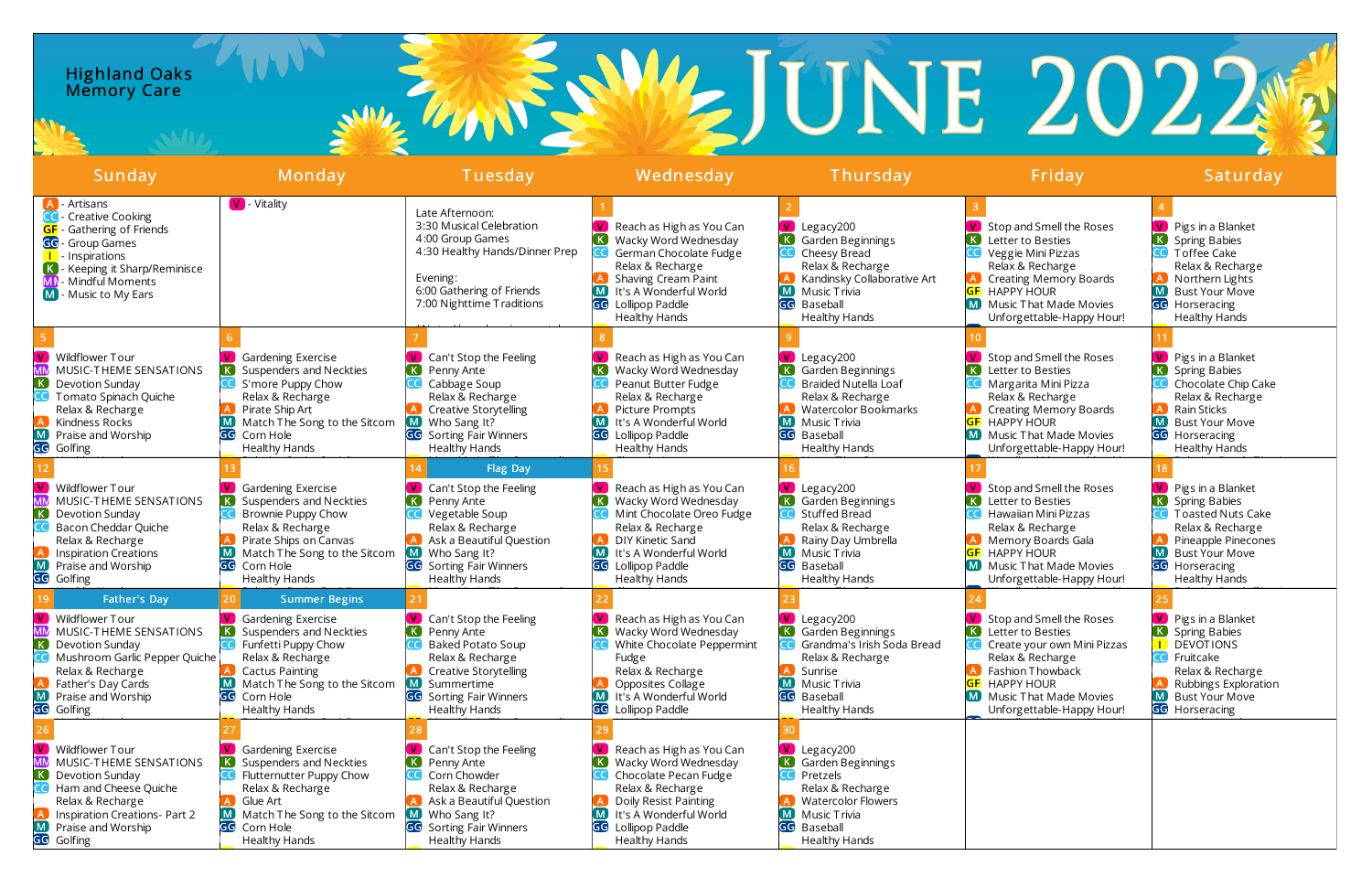Highland Oaks Memory Care

# JUNE 2022

| Sunday | Monday | Tuesday | Wednesday | Thursday | Friday | Saturday |
|---|---|---|---|---|---|---|
| A - Artisans<br>CC - Creative Cooking<br>GF - Gathering of Friends<br>GG - Group Games<br>I - Inspirations<br>K - Keeping it Sharp/Reminisce<br>MM - Mindful Moments<br>M - Music to My Ears | V - Vitality | Late Afternoon:<br>3:30 Musical Celebration<br>4:00 Group Games<br>4:30 Healthy Hands/Dinner Prep<br><br>Evening:<br>6:00 Gathering of Friends<br>7:00 Nighttime Traditions | 1<br>V Reach as High as You Can<br>K Wacky Word Wednesday<br>CC German Chocolate Fudge<br>Relax & Recharge<br>A Shaving Cream Paint<br>M It's A Wonderful World<br>GG Lollipop Paddle<br>Healthy Hands | 2<br>V Legacy200<br>K Garden Beginnings<br>CC Cheesy Bread<br>Relax & Recharge<br>A Kandinsky Collaborative Art<br>M Music Trivia<br>GG Baseball<br>Healthy Hands | 3<br>V Stop and Smell the Roses<br>K Letter to Besties<br>CC Veggie Mini Pizzas<br>Relax & Recharge<br>A Creating Memory Boards<br>GF HAPPY HOUR<br>M Music That Made Movies<br>Unforgettable-Happy Hour! | 4<br>V Pigs in a Blanket<br>K Spring Babies<br>CC Toffee Cake<br>Relax & Recharge<br>A Northern Lights<br>M Bust Your Move<br>GG Horseracing<br>Healthy Hands |
| 5<br>V Wildflower Tour<br>MM MUSIC-THEME SENSATIONS<br>K Devotion Sunday<br>CC Tomato Spinach Quiche<br>Relax & Recharge<br>A Kindness Rocks<br>M Praise and Worship<br>GG Golfing | 6<br>V Gardening Exercise<br>K Suspenders and Neckties<br>CC S'more Puppy Chow<br>Relax & Recharge<br>A Pirate Ship Art<br>M Match The Song to the Sitcom<br>GG Corn Hole<br>Healthy Hands | 7<br>V Can't Stop the Feeling<br>K Penny Ante<br>CC Cabbage Soup<br>Relax & Recharge<br>A Creative Storytelling<br>M Who Sang It?<br>GG Sorting Fair Winners<br>Healthy Hands | 8<br>V Reach as High as You Can<br>K Wacky Word Wednesday<br>CC Peanut Butter Fudge<br>Relax & Recharge<br>A Picture Prompts<br>M It's A Wonderful World<br>GG Lollipop Paddle<br>Healthy Hands | 9<br>V Legacy200<br>K Garden Beginnings<br>CC Braided Nutella Loaf<br>Relax & Recharge<br>A Watercolor Bookmarks<br>M Music Trivia<br>GG Baseball<br>Healthy Hands | 10<br>V Stop and Smell the Roses<br>K Letter to Besties<br>CC Margarita Mini Pizza<br>Relax & Recharge<br>A Creating Memory Boards<br>GF HAPPY HOUR<br>M Music That Made Movies<br>Unforgettable-Happy Hour! | 11<br>V Pigs in a Blanket<br>K Spring Babies<br>CC Chocolate Chip Cake<br>Relax & Recharge<br>A Rain Sticks<br>M Bust Your Move<br>GG Horseracing<br>Healthy Hands |
| 12<br>V Wildflower Tour<br>MM MUSIC-THEME SENSATIONS<br>K Devotion Sunday<br>CC Bacon Cheddar Quiche<br>Relax & Recharge<br>A Inspiration Creations<br>M Praise and Worship<br>GG Golfing | 13<br>V Gardening Exercise<br>K Suspenders and Neckties<br>CC Brownie Puppy Chow<br>Relax & Recharge<br>A Pirate Ships on Canvas<br>M Match The Song to the Sitcom<br>GG Corn Hole<br>Healthy Hands | 14 Flag Day<br>V Can't Stop the Feeling<br>K Penny Ante<br>CC Vegetable Soup<br>Relax & Recharge<br>A Ask a Beautiful Question<br>M Who Sang It?<br>GG Sorting Fair Winners<br>Healthy Hands | 15<br>V Reach as High as You Can<br>K Wacky Word Wednesday<br>CC Mint Chocolate Oreo Fudge<br>Relax & Recharge<br>A DIY Kinetic Sand<br>M It's A Wonderful World<br>GG Lollipop Paddle<br>Healthy Hands | 16<br>V Legacy200<br>K Garden Beginnings<br>CC Stuffed Bread<br>Relax & Recharge<br>A Rainy Day Umbrella<br>M Music Trivia<br>GG Baseball<br>Healthy Hands | 17<br>V Stop and Smell the Roses<br>K Letter to Besties<br>CC Hawaiian Mini Pizzas<br>Relax & Recharge<br>A Memory Boards Gala<br>GF HAPPY HOUR<br>M Music That Made Movies<br>Unforgettable-Happy Hour! | 18<br>V Pigs in a Blanket<br>K Spring Babies<br>CC Toasted Nuts Cake<br>Relax & Recharge<br>A Pineapple Pinecones<br>M Bust Your Move<br>GG Horseracing<br>Healthy Hands |
| 19 Father's Day<br>V Wildflower Tour<br>MM MUSIC-THEME SENSATIONS<br>K Devotion Sunday<br>CC Mushroom Garlic Pepper Quiche<br>Relax & Recharge<br>A Father's Day Cards<br>M Praise and Worship<br>GG Golfing | 20 Summer Begins<br>V Gardening Exercise<br>K Suspenders and Neckties<br>CC Funfetti Puppy Chow<br>Relax & Recharge<br>A Cactus Painting<br>M Match The Song to the Sitcom<br>GG Corn Hole<br>Healthy Hands | 21<br>V Can't Stop the Feeling<br>K Penny Ante<br>CC Baked Potato Soup<br>Relax & Recharge<br>A Creative Storytelling<br>M Summertime<br>GG Sorting Fair Winners<br>Healthy Hands | 22<br>V Reach as High as You Can<br>K Wacky Word Wednesday<br>CC White Chocolate Peppermint Fudge<br>Relax & Recharge<br>A Opposites Collage<br>M It's A Wonderful World<br>GG Lollipop Paddle | 23<br>V Legacy200<br>K Garden Beginnings<br>CC Grandma's Irish Soda Bread<br>Relax & Recharge<br>A Sunrise<br>M Music Trivia<br>GG Baseball<br>Healthy Hands | 24<br>V Stop and Smell the Roses<br>K Letter to Besties<br>CC Create your own Mini Pizzas<br>Relax & Recharge<br>A Fashion Throwback<br>GF HAPPY HOUR<br>M Music That Made Movies<br>Unforgettable-Happy Hour! | 25<br>V Pigs in a Blanket<br>K Spring Babies<br>I DEVOTIONS<br>CC Fruitcake<br>Relax & Recharge<br>A Rubbings Exploration<br>M Bust Your Move<br>GG Horseracing |
| 26<br>V Wildflower Tour<br>MM MUSIC-THEME SENSATIONS<br>K Devotion Sunday<br>CC Ham and Cheese Quiche<br>Relax & Recharge<br>A Inspiration Creations- Part 2<br>M Praise and Worship<br>GG Golfing | 27<br>V Gardening Exercise<br>K Suspenders and Neckties<br>CC Flutternutter Puppy Chow<br>Relax & Recharge<br>A Glue Art<br>M Match The Song to the Sitcom<br>GG Corn Hole<br>Healthy Hands | 28<br>V Can't Stop the Feeling<br>K Penny Ante<br>CC Corn Chowder<br>Relax & Recharge<br>A Ask a Beautiful Question<br>M Who Sang It?<br>GG Sorting Fair Winners<br>Healthy Hands | 29<br>V Reach as High as You Can<br>K Wacky Word Wednesday<br>CC Chocolate Pecan Fudge<br>Relax & Recharge<br>A Doily Resist Painting<br>M It's A Wonderful World<br>GG Lollipop Paddle<br>Healthy Hands | 30<br>V Legacy200<br>K Garden Beginnings<br>CC Pretzels<br>Relax & Recharge<br>A Watercolor Flowers<br>M Music Trivia<br>GG Baseball<br>Healthy Hands | | |